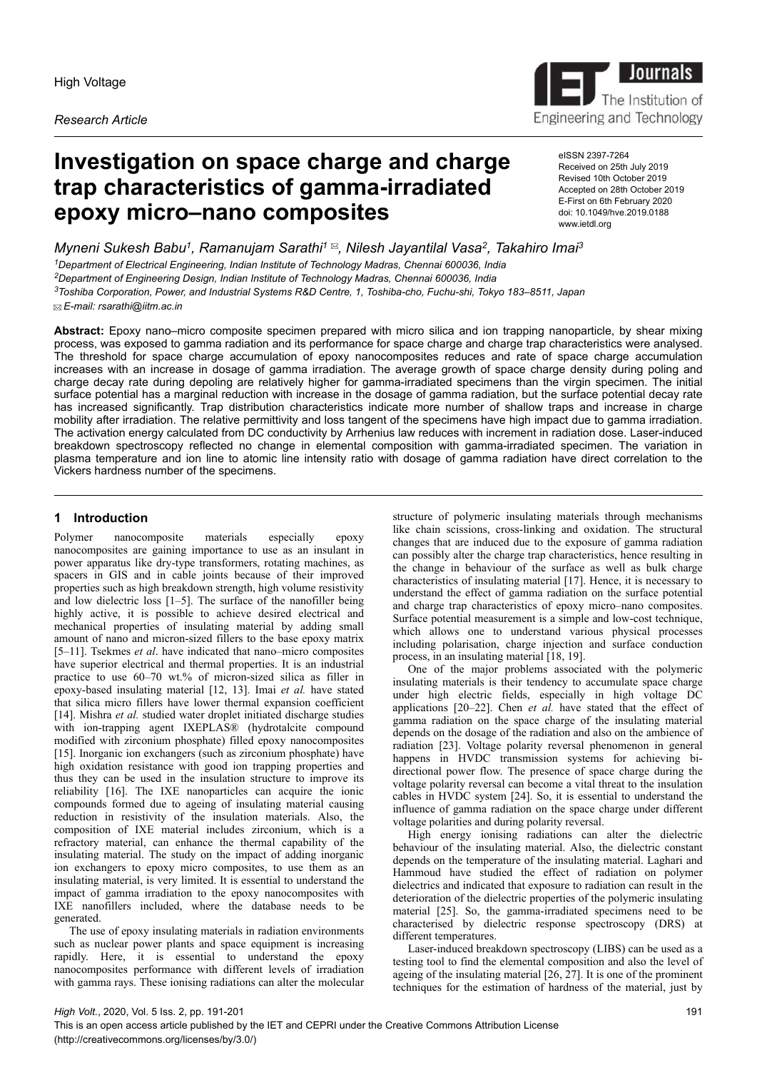High Voltage

*Research Article*

# Investigation on space charge and charge trap characteristics of gamma-irradiated epoxy micro–nano composites

eISSN 2397-7264
Received on 25th July 2019
Revised 10th October 2019
Accepted on 28th October 2019
E-First on 6th February 2020
doi: 10.1049/hve.2019.0188
www.ietdl.org

*Myneni Sukesh Babu*[1], *Ramanujam Sarathi*[1] ✉, *Nilesh Jayantilal Vasa*[2], *Takahiro Imai*[3]

[1]*Department of Electrical Engineering, Indian Institute of Technology Madras, Chennai 600036, India*
[2]*Department of Engineering Design, Indian Institute of Technology Madras, Chennai 600036, India*
[3]*Toshiba Corporation, Power, and Industrial Systems R&D Centre, 1, Toshiba-cho, Fuchu-shi, Tokyo 183–8511, Japan*
✉ *E-mail: rsarathi@iitm.ac.in*

**Abstract:** Epoxy nano–micro composite specimen prepared with micro silica and ion trapping nanoparticle, by shear mixing process, was exposed to gamma radiation and its performance for space charge and charge trap characteristics were analysed. The threshold for space charge accumulation of epoxy nanocomposites reduces and rate of space charge accumulation increases with an increase in dosage of gamma irradiation. The average growth of space charge density during poling and charge decay rate during depoling are relatively higher for gamma-irradiated specimens than the virgin specimen. The initial surface potential has a marginal reduction with increase in the dosage of gamma radiation, but the surface potential decay rate has increased significantly. Trap distribution characteristics indicate more number of shallow traps and increase in charge mobility after irradiation. The relative permittivity and loss tangent of the specimens have high impact due to gamma irradiation. The activation energy calculated from DC conductivity by Arrhenius law reduces with increment in radiation dose. Laser-induced breakdown spectroscopy reflected no change in elemental composition with gamma-irradiated specimen. The variation in plasma temperature and ion line to atomic line intensity ratio with dosage of gamma radiation have direct correlation to the Vickers hardness number of the specimens.

## 1 Introduction

Polymer nanocomposite materials especially epoxy nanocomposites are gaining importance to use as an insulant in power apparatus like dry-type transformers, rotating machines, as spacers in GIS and in cable joints because of their improved properties such as high breakdown strength, high volume resistivity and low dielectric loss [1–5]. The surface of the nanofiller being highly active, it is possible to achieve desired electrical and mechanical properties of insulating material by adding small amount of nano and micron-sized fillers to the base epoxy matrix [5–11]. Tsekmes *et al*. have indicated that nano–micro composites have superior electrical and thermal properties. It is an industrial practice to use 60–70 wt.% of micron-sized silica as filler in epoxy-based insulating material [12, 13]. Imai *et al.* have stated that silica micro fillers have lower thermal expansion coefficient [14]. Mishra *et al.* studied water droplet initiated discharge studies with ion-trapping agent IXEPLAS® (hydrotalcite compound modified with zirconium phosphate) filled epoxy nanocomposites [15]. Inorganic ion exchangers (such as zirconium phosphate) have high oxidation resistance with good ion trapping properties and thus they can be used in the insulation structure to improve its reliability [16]. The IXE nanoparticles can acquire the ionic compounds formed due to ageing of insulating material causing reduction in resistivity of the insulation materials. Also, the composition of IXE material includes zirconium, which is a refractory material, can enhance the thermal capability of the insulating material. The study on the impact of adding inorganic ion exchangers to epoxy micro composites, to use them as an insulating material, is very limited. It is essential to understand the impact of gamma irradiation to the epoxy nanocomposites with IXE nanofillers included, where the database needs to be generated.

The use of epoxy insulating materials in radiation environments such as nuclear power plants and space equipment is increasing rapidly. Here, it is essential to understand the epoxy nanocomposites performance with different levels of irradiation with gamma rays. These ionising radiations can alter the molecular structure of polymeric insulating materials through mechanisms like chain scissions, cross-linking and oxidation. The structural changes that are induced due to the exposure of gamma radiation can possibly alter the charge trap characteristics, hence resulting in the change in behaviour of the surface as well as bulk charge characteristics of insulating material [17]. Hence, it is necessary to understand the effect of gamma radiation on the surface potential and charge trap characteristics of epoxy micro–nano composites. Surface potential measurement is a simple and low-cost technique, which allows one to understand various physical processes including polarisation, charge injection and surface conduction process, in an insulating material [18, 19].

One of the major problems associated with the polymeric insulating materials is their tendency to accumulate space charge under high electric fields, especially in high voltage DC applications [20–22]. Chen *et al.* have stated that the effect of gamma radiation on the space charge of the insulating material depends on the dosage of the radiation and also on the ambience of radiation [23]. Voltage polarity reversal phenomenon in general happens in HVDC transmission systems for achieving bi-directional power flow. The presence of space charge during the voltage polarity reversal can become a vital threat to the insulation cables in HVDC system [24]. So, it is essential to understand the influence of gamma radiation on the space charge under different voltage polarities and during polarity reversal.

High energy ionising radiations can alter the dielectric behaviour of the insulating material. Also, the dielectric constant depends on the temperature of the insulating material. Laghari and Hammoud have studied the effect of radiation on polymer dielectrics and indicated that exposure to radiation can result in the deterioration of the dielectric properties of the polymeric insulating material [25]. So, the gamma-irradiated specimens need to be characterised by dielectric response spectroscopy (DRS) at different temperatures.

Laser-induced breakdown spectroscopy (LIBS) can be used as a testing tool to find the elemental composition and also the level of ageing of the insulating material [26, 27]. It is one of the prominent techniques for the estimation of hardness of the material, just by

This is an open access article published by the IET and CEPRI under the Creative Commons Attribution License (http://creativecommons.org/licenses/by/3.0/)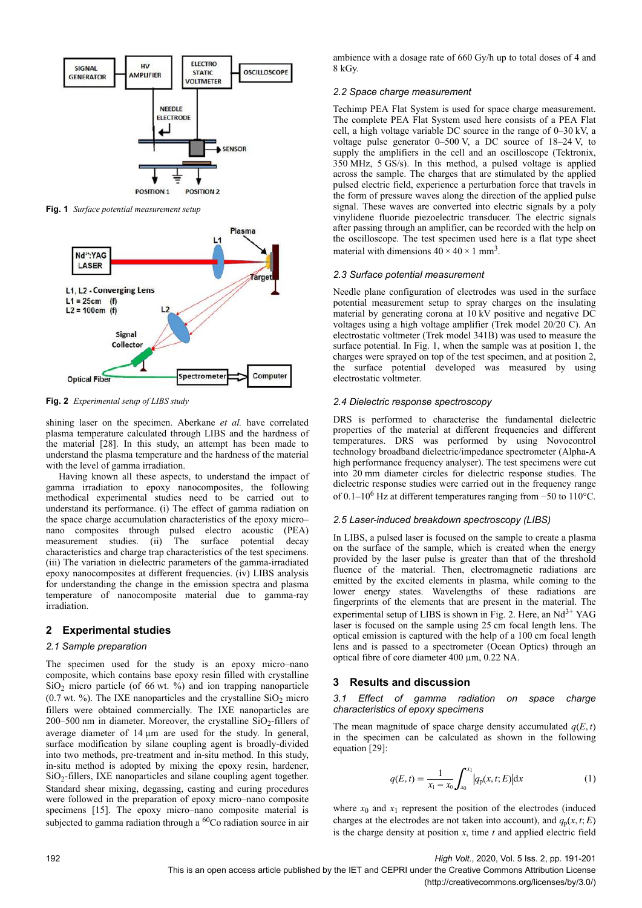Fig. 1 *Surface potential measurement setup*

Fig. 2 *Experimental setup of LIBS study*

shining laser on the specimen. Aberkane *et al.* have correlated plasma temperature calculated through LIBS and the hardness of the material [28]. In this study, an attempt has been made to understand the plasma temperature and the hardness of the material with the level of gamma irradiation.

Having known all these aspects, to understand the impact of gamma irradiation to epoxy nanocomposites, the following methodical experimental studies need to be carried out to understand its performance. (i) The effect of gamma radiation on the space charge accumulation characteristics of the epoxy micro–nano composites through pulsed electro acoustic (PEA) measurement studies. (ii) The surface potential decay characteristics and charge trap characteristics of the test specimens. (iii) The variation in dielectric parameters of the gamma-irradiated epoxy nanocomposites at different frequencies. (iv) LIBS analysis for understanding the change in the emission spectra and plasma temperature of nanocomposite material due to gamma-ray irradiation.

## 2 Experimental studies

### 2.1 Sample preparation

The specimen used for the study is an epoxy micro–nano composite, which contains base epoxy resin filled with crystalline $SiO_2$ micro particle (of 66 wt. %) and ion trapping nanoparticle (0.7 wt. %). The IXE nanoparticles and the crystalline $SiO_2$ micro fillers were obtained commercially. The IXE nanoparticles are 200–500 nm in diameter. Moreover, the crystalline $SiO_2$-fillers of average diameter of 14 µm are used for the study. In general, surface modification by silane coupling agent is broadly-divided into two methods, pre-treatment and in-situ method. In this study, in-situ method is adopted by mixing the epoxy resin, hardener, $SiO_2$-fillers, IXE nanoparticles and silane coupling agent together. Standard shear mixing, degassing, casting and curing procedures were followed in the preparation of epoxy micro–nano composite specimens [15]. The epoxy micro–nano composite material is subjected to gamma radiation through a $^{60}Co$ radiation source in air ambience with a dosage rate of 660 Gy/h up to total doses of 4 and 8 kGy.

### 2.2 Space charge measurement

Techimp PEA Flat System is used for space charge measurement. The complete PEA Flat System used here consists of a PEA Flat cell, a high voltage variable DC source in the range of 0–30 kV, a voltage pulse generator 0–500 V, a DC source of 18–24 V, to supply the amplifiers in the cell and an oscilloscope (Tektronix, 350 MHz, 5 GS/s). In this method, a pulsed voltage is applied across the sample. The charges that are stimulated by the applied pulsed electric field, experience a perturbation force that travels in the form of pressure waves along the direction of the applied pulse signal. These waves are converted into electric signals by a poly vinylidene fluoride piezoelectric transducer. The electric signals after passing through an amplifier, can be recorded with the help on the oscilloscope. The test specimen used here is a flat type sheet material with dimensions $40 \times 40 \times 1$ mm$^3$.

### 2.3 Surface potential measurement

Needle plane configuration of electrodes was used in the surface potential measurement setup to spray charges on the insulating material by generating corona at 10 kV positive and negative DC voltages using a high voltage amplifier (Trek model 20/20 C). An electrostatic voltmeter (Trek model 341B) was used to measure the surface potential. In Fig. 1, when the sample was at position 1, the charges were sprayed on top of the test specimen, and at position 2, the surface potential developed was measured by using electrostatic voltmeter.

### 2.4 Dielectric response spectroscopy

DRS is performed to characterise the fundamental dielectric properties of the material at different frequencies and different temperatures. DRS was performed by using Novocontrol technology broadband dielectric/impedance spectrometer (Alpha-A high performance frequency analyser). The test specimens were cut into 20 mm diameter circles for dielectric response studies. The dielectric response studies were carried out in the frequency range of 0.1–$10^6$ Hz at different temperatures ranging from −50 to 110°C.

### 2.5 Laser-induced breakdown spectroscopy (LIBS)

In LIBS, a pulsed laser is focused on the sample to create a plasma on the surface of the sample, which is created when the energy provided by the laser pulse is greater than that of the threshold fluence of the material. Then, electromagnetic radiations are emitted by the excited elements in plasma, while coming to the lower energy states. Wavelengths of these radiations are fingerprints of the elements that are present in the material. The experimental setup of LIBS is shown in Fig. 2. Here, an $Nd^{3+}$ YAG laser is focused on the sample using 25 cm focal length lens. The optical emission is captured with the help of a 100 cm focal length lens and is passed to a spectrometer (Ocean Optics) through an optical fibre of core diameter 400 µm, 0.22 NA.

## 3 Results and discussion

### 3.1 Effect of gamma radiation on space charge characteristics of epoxy specimens

The mean magnitude of space charge density accumulated $q(E, t)$ in the specimen can be calculated as shown in the following equation [29]:

$$q(E, t) = \frac{1}{x_1 - x_0} \int_{x_0}^{x_1} \left| q_p(x, t; E) \right| \mathrm{d}x \qquad (1)$$

where $x_0$ and $x_1$ represent the position of the electrodes (induced charges at the electrodes are not taken into account), and $q_p(x, t; E)$ is the charge density at position $x$, time $t$ and applied electric field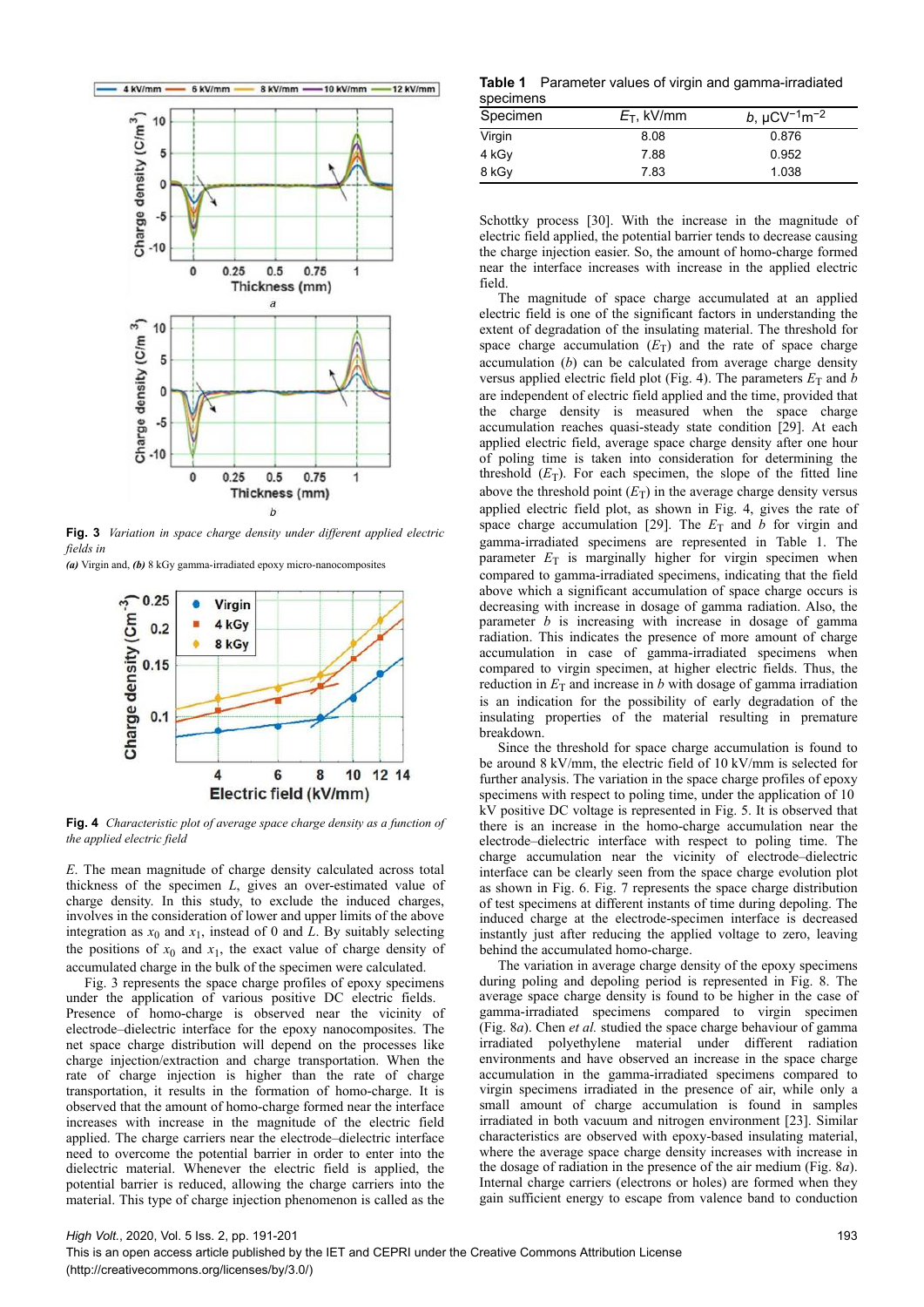Fig. 3 *Variation in space charge density under different applied electric fields in*
*(a)* Virgin and, *(b)* 8 kGy gamma-irradiated epoxy micro-nanocomposites

Fig. 4 *Characteristic plot of average space charge density as a function of the applied electric field*

$E$. The mean magnitude of charge density calculated across total thickness of the specimen $L$, gives an over-estimated value of charge density. In this study, to exclude the induced charges, involves in the consideration of lower and upper limits of the above integration as $x_0$ and $x_1$, instead of 0 and $L$. By suitably selecting the positions of $x_0$ and $x_1$, the exact value of charge density of accumulated charge in the bulk of the specimen were calculated.

Fig. 3 represents the space charge profiles of epoxy specimens under the application of various positive DC electric fields. Presence of homo-charge is observed near the vicinity of electrode–dielectric interface for the epoxy nanocomposites. The net space charge distribution will depend on the processes like charge injection/extraction and charge transportation. When the rate of charge injection is higher than the rate of charge transportation, it results in the formation of homo-charge. It is observed that the amount of homo-charge formed near the interface increases with increase in the magnitude of the electric field applied. The charge carriers near the electrode–dielectric interface need to overcome the potential barrier in order to enter into the dielectric material. Whenever the electric field is applied, the potential barrier is reduced, allowing the charge carriers into the material. This type of charge injection phenomenon is called as the Schottky process [30]. With the increase in the magnitude of electric field applied, the potential barrier tends to decrease causing the charge injection easier. So, the amount of homo-charge formed near the interface increases with increase in the applied electric field.

**Table 1** Parameter values of virgin and gamma-irradiated specimens

| Specimen | $E_T$, kV/mm | $b$, $\mu CV^{-1}m^{-2}$ |
|---|---|---|
| Virgin | 8.08 | 0.876 |
| 4 kGy | 7.88 | 0.952 |
| 8 kGy | 7.83 | 1.038 |

The magnitude of space charge accumulated at an applied electric field is one of the significant factors in understanding the extent of degradation of the insulating material. The threshold for space charge accumulation ($E_T$) and the rate of space charge accumulation ($b$) can be calculated from average charge density versus applied electric field plot (Fig. 4). The parameters $E_T$ and $b$ are independent of electric field applied and the time, provided that the charge density is measured when the space charge accumulation reaches quasi-steady state condition [29]. At each applied electric field, average space charge density after one hour of poling time is taken into consideration for determining the threshold ($E_T$). For each specimen, the slope of the fitted line above the threshold point ($E_T$) in the average charge density versus applied electric field plot, as shown in Fig. 4, gives the rate of space charge accumulation [29]. The $E_T$ and $b$ for virgin and gamma-irradiated specimens are represented in Table 1. The parameter $E_T$ is marginally higher for virgin specimen when compared to gamma-irradiated specimens, indicating that the field above which a significant accumulation of space charge occurs is decreasing with increase in dosage of gamma radiation. Also, the parameter $b$ is increasing with increase in dosage of gamma radiation. This indicates the presence of more amount of charge accumulation in case of gamma-irradiated specimens when compared to virgin specimen, at higher electric fields. Thus, the reduction in $E_T$ and increase in $b$ with dosage of gamma irradiation is an indication for the possibility of early degradation of the insulating properties of the material resulting in premature breakdown.

Since the threshold for space charge accumulation is found to be around 8 kV/mm, the electric field of 10 kV/mm is selected for further analysis. The variation in the space charge profiles of epoxy specimens with respect to poling time, under the application of 10 kV positive DC voltage is represented in Fig. 5. It is observed that there is an increase in the homo-charge accumulation near the electrode–dielectric interface with respect to poling time. The charge accumulation near the vicinity of electrode–dielectric interface can be clearly seen from the space charge evolution plot as shown in Fig. 6. Fig. 7 represents the space charge distribution of test specimens at different instants of time during depoling. The induced charge at the electrode-specimen interface is decreased instantly just after reducing the applied voltage to zero, leaving behind the accumulated homo-charge.

The variation in average charge density of the epoxy specimens during poling and depoling period is represented in Fig. 8. The average space charge density is found to be higher in the case of gamma-irradiated specimens compared to virgin specimen (Fig. 8*a*). Chen *et al.* studied the space charge behaviour of gamma irradiated polyethylene material under different radiation environments and have observed an increase in the space charge accumulation in the gamma-irradiated specimens compared to virgin specimens irradiated in the presence of air, while only a small amount of charge accumulation is found in samples irradiated in both vacuum and nitrogen environment [23]. Similar characteristics are observed with epoxy-based insulating material, where the average space charge density increases with increase in the dosage of radiation in the presence of the air medium (Fig. 8*a*). Internal charge carriers (electrons or holes) are formed when they gain sufficient energy to escape from valence band to conduction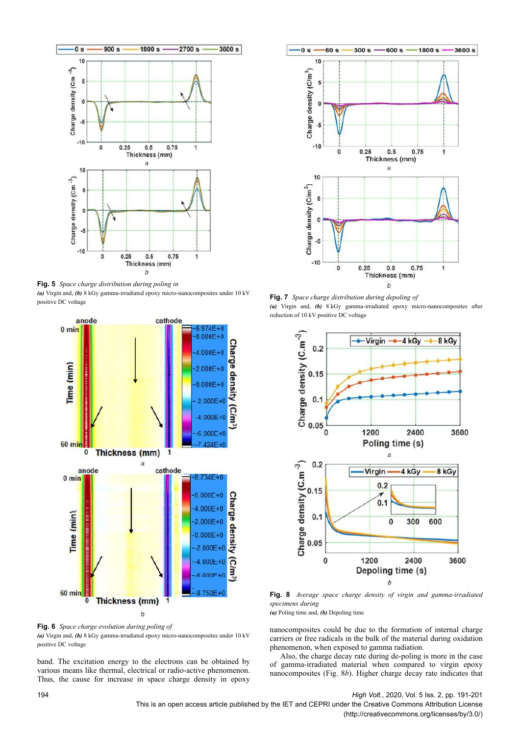**Fig. 5** *Space charge distribution during poling in*
***(a)*** Virgin and, ***(b)*** 8 kGy gamma-irradiated epoxy micro-nanocomposites under 10 kV positive DC voltage

**Fig. 6** *Space charge evolution during poling of*
***(a)*** Virgin and, ***(b)*** 8 kGy gamma-irradiated epoxy micro-nanocomposites under 10 kV positive DC voltage

band. The excitation energy to the electrons can be obtained by various means like thermal, electrical or radio-active phenomenon. Thus, the cause for increase in space charge density in epoxy

**Fig. 7** *Space charge distribution during depoling of*
***(a)*** Virgin and, ***(b)*** 8 kGy gamma-irradiated epoxy micro-nanocomposites after reduction of 10 kV positive DC voltage

**Fig. 8** *Average space charge density of virgin and gamma-irradiated specimens during*
***(a)*** Poling time and, ***(b)*** Depoling time

nanocomposites could be due to the formation of internal charge carriers or free radicals in the bulk of the material during oxidation phenomenon, when exposed to gamma radiation.

Also, the charge decay rate during de-poling is more in the case of gamma-irradiated material when compared to virgin epoxy nanocomposites (Fig. 8*b*). Higher charge decay rate indicates that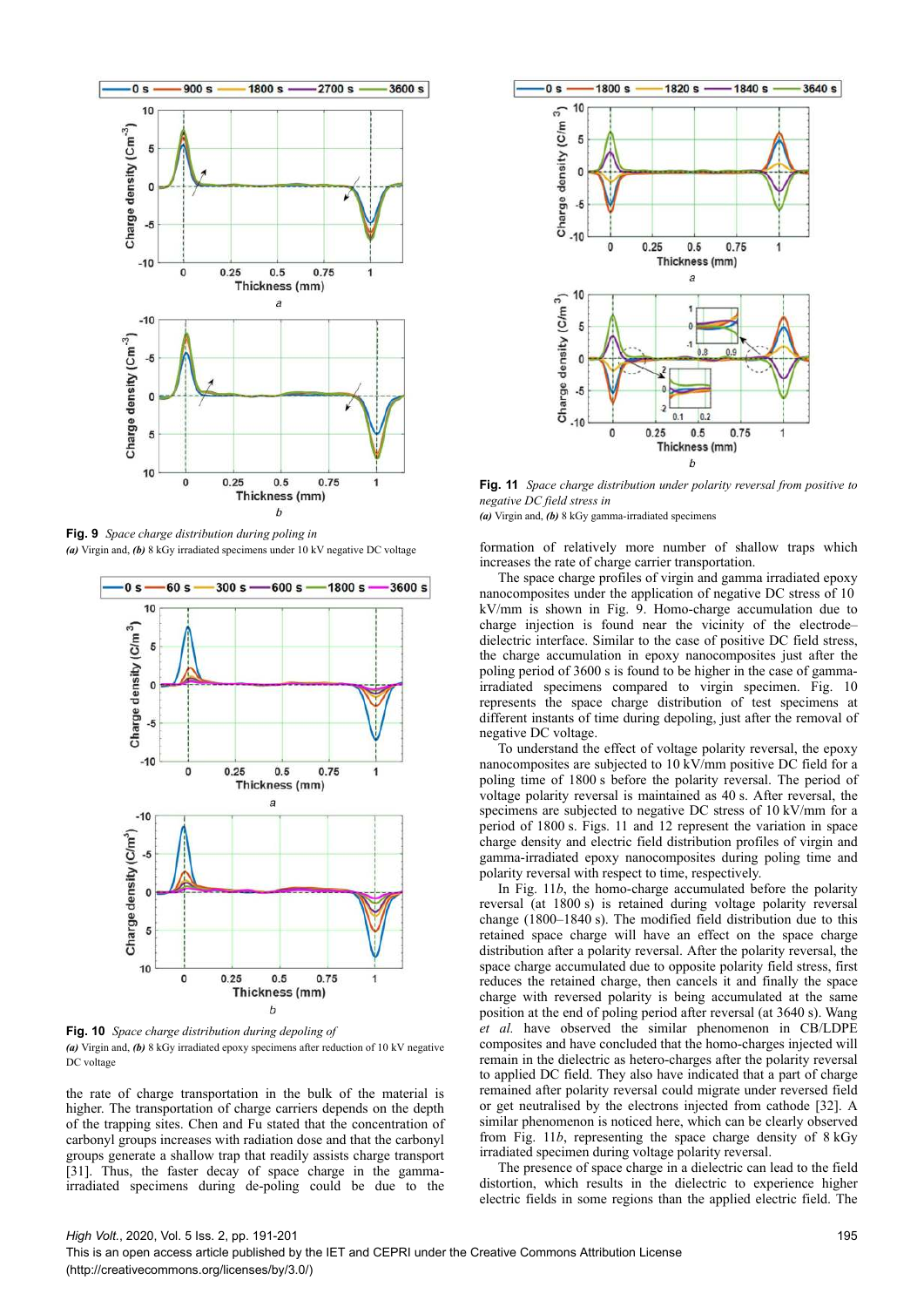**Fig. 9** *Space charge distribution during poling in*
***(a)*** Virgin and, ***(b)*** 8 kGy irradiated specimens under 10 kV negative DC voltage

**Fig. 10** *Space charge distribution during depoling of*
***(a)*** Virgin and, ***(b)*** 8 kGy irradiated epoxy specimens after reduction of 10 kV negative DC voltage

the rate of charge transportation in the bulk of the material is higher. The transportation of charge carriers depends on the depth of the trapping sites. Chen and Fu stated that the concentration of carbonyl groups increases with radiation dose and that the carbonyl groups generate a shallow trap that readily assists charge transport [31]. Thus, the faster decay of space charge in the gamma-irradiated specimens during de-poling could be due to the formation of relatively more number of shallow traps which increases the rate of charge carrier transportation.

The space charge profiles of virgin and gamma irradiated epoxy nanocomposites under the application of negative DC stress of 10 kV/mm is shown in Fig. 9. Homo-charge accumulation due to charge injection is found near the vicinity of the electrode–dielectric interface. Similar to the case of positive DC field stress, the charge accumulation in epoxy nanocomposites just after the poling period of 3600 s is found to be higher in the case of gamma-irradiated specimens compared to virgin specimen. Fig. 10 represents the space charge distribution of test specimens at different instants of time during depoling, just after the removal of negative DC voltage.

To understand the effect of voltage polarity reversal, the epoxy nanocomposites are subjected to 10 kV/mm positive DC field for a poling time of 1800 s before the polarity reversal. The period of voltage polarity reversal is maintained as 40 s. After reversal, the specimens are subjected to negative DC stress of 10 kV/mm for a period of 1800 s. Figs. 11 and 12 represent the variation in space charge density and electric field distribution profiles of virgin and gamma-irradiated epoxy nanocomposites during poling time and polarity reversal with respect to time, respectively.

In Fig. 11*b*, the homo-charge accumulated before the polarity reversal (at 1800 s) is retained during voltage polarity reversal change (1800–1840 s). The modified field distribution due to this retained space charge will have an effect on the space charge distribution after a polarity reversal. After the polarity reversal, the space charge accumulated due to opposite polarity field stress, first reduces the retained charge, then cancels it and finally the space charge with reversed polarity is being accumulated at the same position at the end of poling period after reversal (at 3640 s). Wang *et al.* have observed the similar phenomenon in CB/LDPE composites and have concluded that the homo-charges injected will remain in the dielectric as hetero-charges after the polarity reversal to applied DC field. They also have indicated that a part of charge remained after polarity reversal could migrate under reversed field or get neutralised by the electrons injected from cathode [32]. A similar phenomenon is noticed here, which can be clearly observed from Fig. 11*b*, representing the space charge density of 8 kGy irradiated specimen during voltage polarity reversal.

**Fig. 11** *Space charge distribution under polarity reversal from positive to negative DC field stress in*
***(a)*** Virgin and, ***(b)*** 8 kGy gamma-irradiated specimens

The presence of space charge in a dielectric can lead to the field distortion, which results in the dielectric to experience higher electric fields in some regions than the applied electric field. The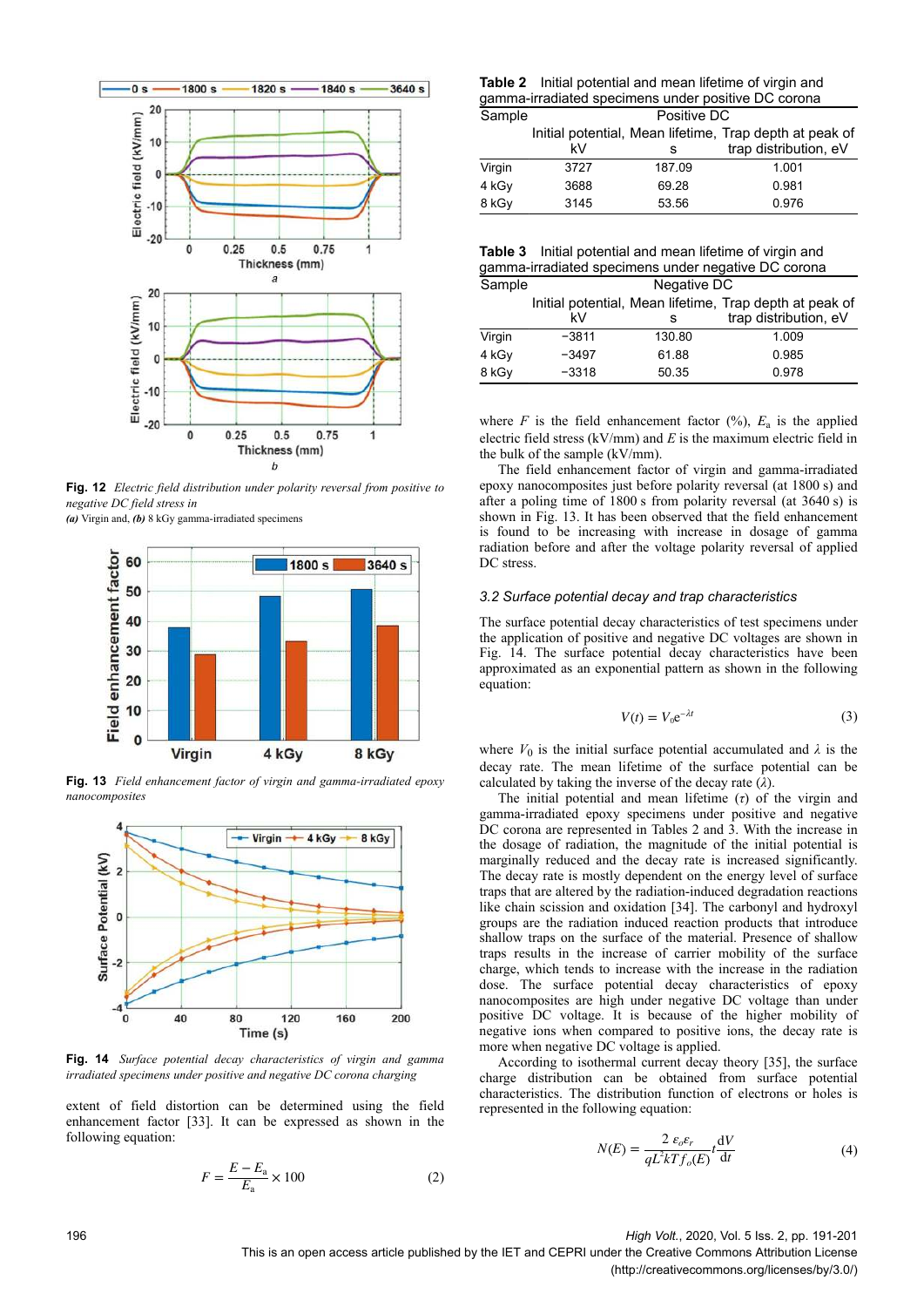Fig. 12 *Electric field distribution under polarity reversal from positive to negative DC field stress in*
*(a)* Virgin and, *(b)* 8 kGy gamma-irradiated specimens

Fig. 13 *Field enhancement factor of virgin and gamma-irradiated epoxy nanocomposites*

Fig. 14 *Surface potential decay characteristics of virgin and gamma irradiated specimens under positive and negative DC corona charging*

extent of field distortion can be determined using the field enhancement factor [33]. It can be expressed as shown in the following equation:

$$F = \frac{E - E_a}{E_a} \times 100 \tag{2}$$

**Table 2** Initial potential and mean lifetime of virgin and gamma-irradiated specimens under positive DC corona

| Sample | Positive DC | | |
|---|---|---|---|
| | Initial potential, kV | Mean lifetime, s | Trap depth at peak of trap distribution, eV |
| Virgin | 3727 | 187.09 | 1.001 |
| 4 kGy | 3688 | 69.28 | 0.981 |
| 8 kGy | 3145 | 53.56 | 0.976 |

**Table 3** Initial potential and mean lifetime of virgin and gamma-irradiated specimens under negative DC corona

| Sample | Negative DC | | |
|---|---|---|---|
| | Initial potential, kV | Mean lifetime, s | Trap depth at peak of trap distribution, eV |
| Virgin | −3811 | 130.80 | 1.009 |
| 4 kGy | −3497 | 61.88 | 0.985 |
| 8 kGy | −3318 | 50.35 | 0.978 |

where $F$ is the field enhancement factor (%), $E_a$ is the applied electric field stress (kV/mm) and $E$ is the maximum electric field in the bulk of the sample (kV/mm).

The field enhancement factor of virgin and gamma-irradiated epoxy nanocomposites just before polarity reversal (at 1800 s) and after a poling time of 1800 s from polarity reversal (at 3640 s) is shown in Fig. 13. It has been observed that the field enhancement is found to be increasing with increase in dosage of gamma radiation before and after the voltage polarity reversal of applied DC stress.

### 3.2 Surface potential decay and trap characteristics

The surface potential decay characteristics of test specimens under the application of positive and negative DC voltages are shown in Fig. 14. The surface potential decay characteristics have been approximated as an exponential pattern as shown in the following equation:

$$V(t) = V_0 e^{-\lambda t} \tag{3}$$

where $V_0$ is the initial surface potential accumulated and $\lambda$ is the decay rate. The mean lifetime of the surface potential can be calculated by taking the inverse of the decay rate ($\lambda$).

The initial potential and mean lifetime ($\tau$) of the virgin and gamma-irradiated epoxy specimens under positive and negative DC corona are represented in Tables 2 and 3. With the increase in the dosage of radiation, the magnitude of the initial potential is marginally reduced and the decay rate is increased significantly. The decay rate is mostly dependent on the energy level of surface traps that are altered by the radiation-induced degradation reactions like chain scission and oxidation [34]. The carbonyl and hydroxyl groups are the radiation induced reaction products that introduce shallow traps on the surface of the material. Presence of shallow traps results in the increase of carrier mobility of the surface charge, which tends to increase with the increase in the radiation dose. The surface potential decay characteristics of epoxy nanocomposites are high under negative DC voltage than under positive DC voltage. It is because of the higher mobility of negative ions when compared to positive ions, the decay rate is more when negative DC voltage is applied.

According to isothermal current decay theory [35], the surface charge distribution can be obtained from surface potential characteristics. The distribution function of electrons or holes is represented in the following equation:

$$N(E) = \frac{2\,\varepsilon_o \varepsilon_r}{qL^2 kT f_o(E)} t \frac{dV}{dt} \tag{4}$$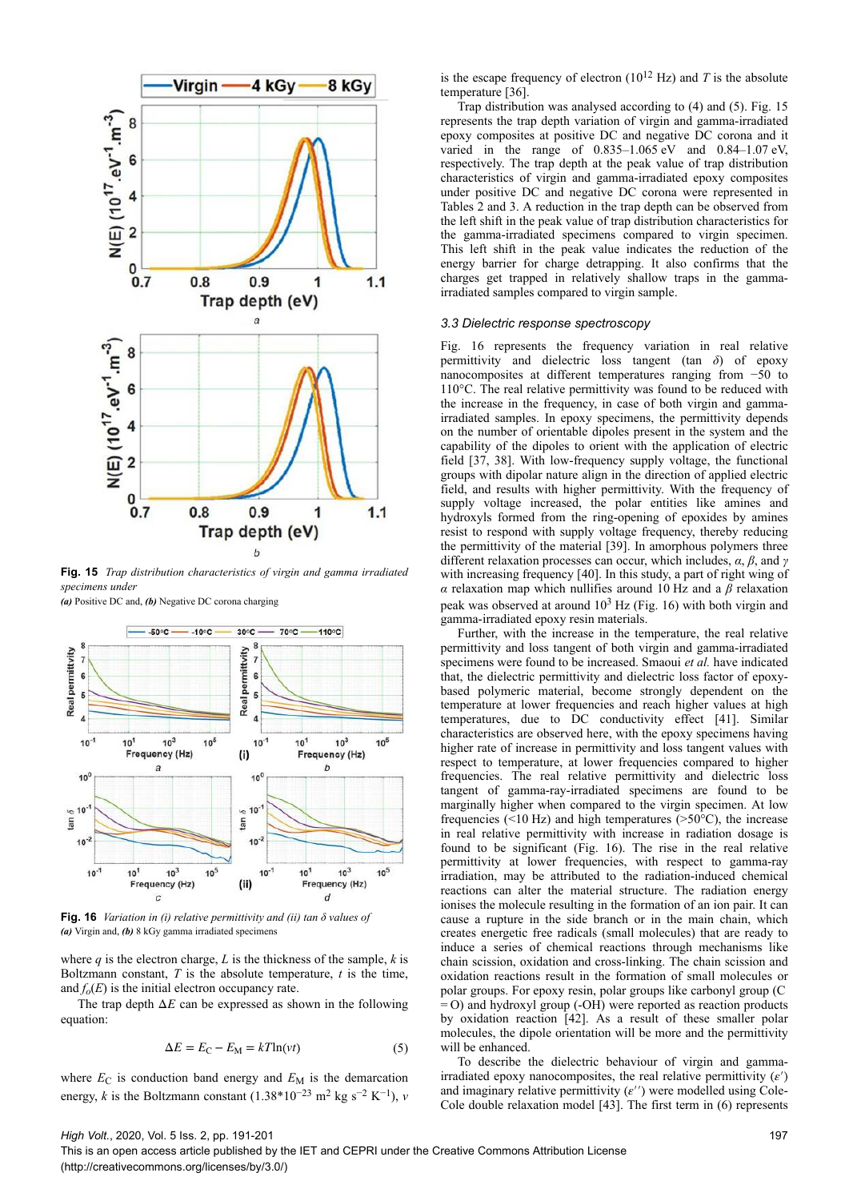**Fig. 15** *Trap distribution characteristics of virgin and gamma irradiated specimens under*
***(a)*** Positive DC and, ***(b)*** Negative DC corona charging

**Fig. 16** *Variation in (i) relative permittivity and (ii) tan δ values of*
***(a)*** Virgin and, ***(b)*** 8 kGy gamma irradiated specimens

where $q$ is the electron charge, $L$ is the thickness of the sample, $k$ is Boltzmann constant, $T$ is the absolute temperature, $t$ is the time, and $f_o(E)$ is the initial electron occupancy rate.

The trap depth $\Delta E$ can be expressed as shown in the following equation:

$$\Delta E = E_C - E_M = kT \ln(vt) \tag{5}$$

where $E_C$ is conduction band energy and $E_M$ is the demarcation energy, $k$ is the Boltzmann constant ($1.38 \times 10^{-23}$ m$^2$ kg s$^{-2}$ K$^{-1}$), $v$ is the escape frequency of electron ($10^{12}$ Hz) and $T$ is the absolute temperature [36].

Trap distribution was analysed according to (4) and (5). Fig. 15 represents the trap depth variation of virgin and gamma-irradiated epoxy composites at positive DC and negative DC corona and it varied in the range of 0.835–1.065 eV and 0.84–1.07 eV, respectively. The trap depth at the peak value of trap distribution characteristics of virgin and gamma-irradiated epoxy composites under positive DC and negative DC corona were represented in Tables 2 and 3. A reduction in the trap depth can be observed from the left shift in the peak value of trap distribution characteristics for the gamma-irradiated specimens compared to virgin specimen. This left shift in the peak value indicates the reduction of the energy barrier for charge detrapping. It also confirms that the charges get trapped in relatively shallow traps in the gamma-irradiated samples compared to virgin sample.

### 3.3 Dielectric response spectroscopy

Fig. 16 represents the frequency variation in real relative permittivity and dielectric loss tangent (tan $\delta$) of epoxy nanocomposites at different temperatures ranging from −50 to 110°C. The real relative permittivity was found to be reduced with the increase in the frequency, in case of both virgin and gamma-irradiated samples. In epoxy specimens, the permittivity depends on the number of orientable dipoles present in the system and the capability of the dipoles to orient with the application of electric field [37, 38]. With low-frequency supply voltage, the functional groups with dipolar nature align in the direction of applied electric field, and results with higher permittivity. With the frequency of supply voltage increased, the polar entities like amines and hydroxyls formed from the ring-opening of epoxides by amines resist to respond with supply voltage frequency, thereby reducing the permittivity of the material [39]. In amorphous polymers three different relaxation processes can occur, which includes, $\alpha$, $\beta$, and $\gamma$ with increasing frequency [40]. In this study, a part of right wing of $\alpha$ relaxation map which nullifies around 10 Hz and a $\beta$ relaxation peak was observed at around $10^3$ Hz (Fig. 16) with both virgin and gamma-irradiated epoxy resin materials.

Further, with the increase in the temperature, the real relative permittivity and loss tangent of both virgin and gamma-irradiated specimens were found to be increased. Smaoui *et al.* have indicated that, the dielectric permittivity and dielectric loss factor of epoxy-based polymeric material, become strongly dependent on the temperature at lower frequencies and reach higher values at high temperatures, due to DC conductivity effect [41]. Similar characteristics are observed here, with the epoxy specimens having higher rate of increase in permittivity and loss tangent values with respect to temperature, at lower frequencies compared to higher frequencies. The real relative permittivity and dielectric loss tangent of gamma-ray-irradiated specimens are found to be marginally higher when compared to the virgin specimen. At low frequencies (<10 Hz) and high temperatures (>50°C), the increase in real relative permittivity with increase in radiation dosage is found to be significant (Fig. 16). The rise in the real relative permittivity at lower frequencies, with respect to gamma-ray irradiation, may be attributed to the radiation-induced chemical reactions can alter the material structure. The radiation energy ionises the molecule resulting in the formation of an ion pair. It can cause a rupture in the side branch or in the main chain, which creates energetic free radicals (small molecules) that are ready to induce a series of chemical reactions through mechanisms like chain scission, oxidation and cross-linking. The chain scission and oxidation reactions result in the formation of small molecules or polar groups. For epoxy resin, polar groups like carbonyl group (C = O) and hydroxyl group (-OH) were reported as reaction products by oxidation reaction [42]. As a result of these smaller polar molecules, the dipole orientation will be more and the permittivity will be enhanced.

To describe the dielectric behaviour of virgin and gamma-irradiated epoxy nanocomposites, the real relative permittivity ($\varepsilon'$) and imaginary relative permittivity ($\varepsilon''$) were modelled using Cole-Cole double relaxation model [43]. The first term in (6) represents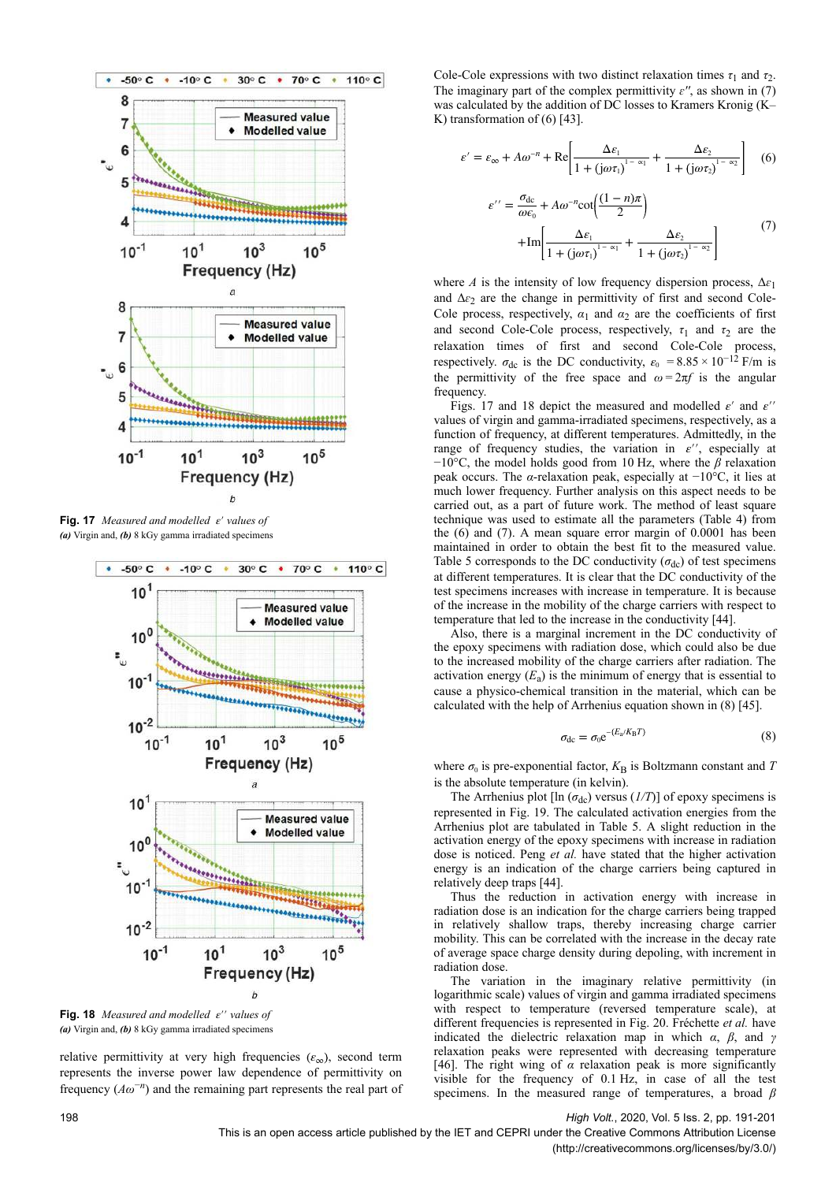**Fig. 17** *Measured and modelled ε′ values of*
*(a)* Virgin and, *(b)* 8 kGy gamma irradiated specimens

**Fig. 18** *Measured and modelled ε′′ values of*
*(a)* Virgin and, *(b)* 8 kGy gamma irradiated specimens

relative permittivity at very high frequencies ($\varepsilon_\infty$), second term represents the inverse power law dependence of permittivity on frequency ($A\omega^{-n}$) and the remaining part represents the real part of Cole-Cole expressions with two distinct relaxation times $\tau_1$ and $\tau_2$. The imaginary part of the complex permittivity $\varepsilon''$, as shown in (7) was calculated by the addition of DC losses to Kramers Kronig (K–K) transformation of (6) [43].

$$\varepsilon' = \varepsilon_\infty + A\omega^{-n} + \mathrm{Re}\left[\frac{\Delta\varepsilon_1}{1 + (\mathrm{j}\omega\tau_1)^{1-\alpha_1}} + \frac{\Delta\varepsilon_2}{1 + (\mathrm{j}\omega\tau_2)^{1-\alpha_2}}\right] \tag{6}$$

$$\varepsilon'' = \frac{\sigma_{\mathrm{dc}}}{\omega\epsilon_0} + A\omega^{-n}\cot\left(\frac{(1-n)\pi}{2}\right) + \mathrm{Im}\left[\frac{\Delta\varepsilon_1}{1 + (\mathrm{j}\omega\tau_1)^{1-\alpha_1}} + \frac{\Delta\varepsilon_2}{1 + (\mathrm{j}\omega\tau_2)^{1-\alpha_2}}\right] \tag{7}$$

where $A$ is the intensity of low frequency dispersion process, $\Delta\varepsilon_1$ and $\Delta\varepsilon_2$ are the change in permittivity of first and second Cole-Cole process, respectively, $\alpha_1$ and $\alpha_2$ are the coefficients of first and second Cole-Cole process, respectively, $\tau_1$ and $\tau_2$ are the relaxation times of first and second Cole-Cole process, respectively. $\sigma_{\mathrm{dc}}$ is the DC conductivity, $\epsilon_0 = 8.85 \times 10^{-12}$ F/m is the permittivity of the free space and $\omega = 2\pi f$ is the angular frequency.

Figs. 17 and 18 depict the measured and modelled $\varepsilon'$ and $\varepsilon''$ values of virgin and gamma-irradiated specimens, respectively, as a function of frequency, at different temperatures. Admittedly, in the range of frequency studies, the variation in $\varepsilon''$, especially at −10°C, the model holds good from 10 Hz, where the $\beta$ relaxation peak occurs. The $\alpha$-relaxation peak, especially at −10°C, it lies at much lower frequency. Further analysis on this aspect needs to be carried out, as a part of future work. The method of least square technique was used to estimate all the parameters (Table 4) from the (6) and (7). A mean square error margin of 0.0001 has been maintained in order to obtain the best fit to the measured value. Table 5 corresponds to the DC conductivity ($\sigma_{\mathrm{dc}}$) of test specimens at different temperatures. It is clear that the DC conductivity of the test specimens increases with increase in temperature. It is because of the increase in the mobility of the charge carriers with respect to temperature that led to the increase in the conductivity [44].

Also, there is a marginal increment in the DC conductivity of the epoxy specimens with radiation dose, which could also be due to the increased mobility of the charge carriers after radiation. The activation energy ($E_a$) is the minimum of energy that is essential to cause a physico-chemical transition in the material, which can be calculated with the help of Arrhenius equation shown in (8) [45].

$$\sigma_{\mathrm{dc}} = \sigma_0 \mathrm{e}^{-(E_a/K_B T)} \tag{8}$$

where $\sigma_0$ is pre-exponential factor, $K_B$ is Boltzmann constant and $T$ is the absolute temperature (in kelvin).

The Arrhenius plot [ln ($\sigma_{\mathrm{dc}}$) versus ($1/T$)] of epoxy specimens is represented in Fig. 19. The calculated activation energies from the Arrhenius plot are tabulated in Table 5. A slight reduction in the activation energy of the epoxy specimens with increase in radiation dose is noticed. Peng *et al.* have stated that the higher activation energy is an indication of the charge carriers being captured in relatively deep traps [44].

Thus the reduction in activation energy with increase in radiation dose is an indication for the charge carriers being trapped in relatively shallow traps, thereby increasing charge carrier mobility. This can be correlated with the increase in the decay rate of average space charge density during depoling, with increment in radiation dose.

The variation in the imaginary relative permittivity (in logarithmic scale) values of virgin and gamma irradiated specimens with respect to temperature (reversed temperature scale), at different frequencies is represented in Fig. 20. Fréchette *et al.* have indicated the dielectric relaxation map in which $\alpha$, $\beta$, and $\gamma$ relaxation peaks were represented with decreasing temperature [46]. The right wing of $\alpha$ relaxation peak is more significantly visible for the frequency of 0.1 Hz, in case of all the test specimens. In the measured range of temperatures, a broad $\beta$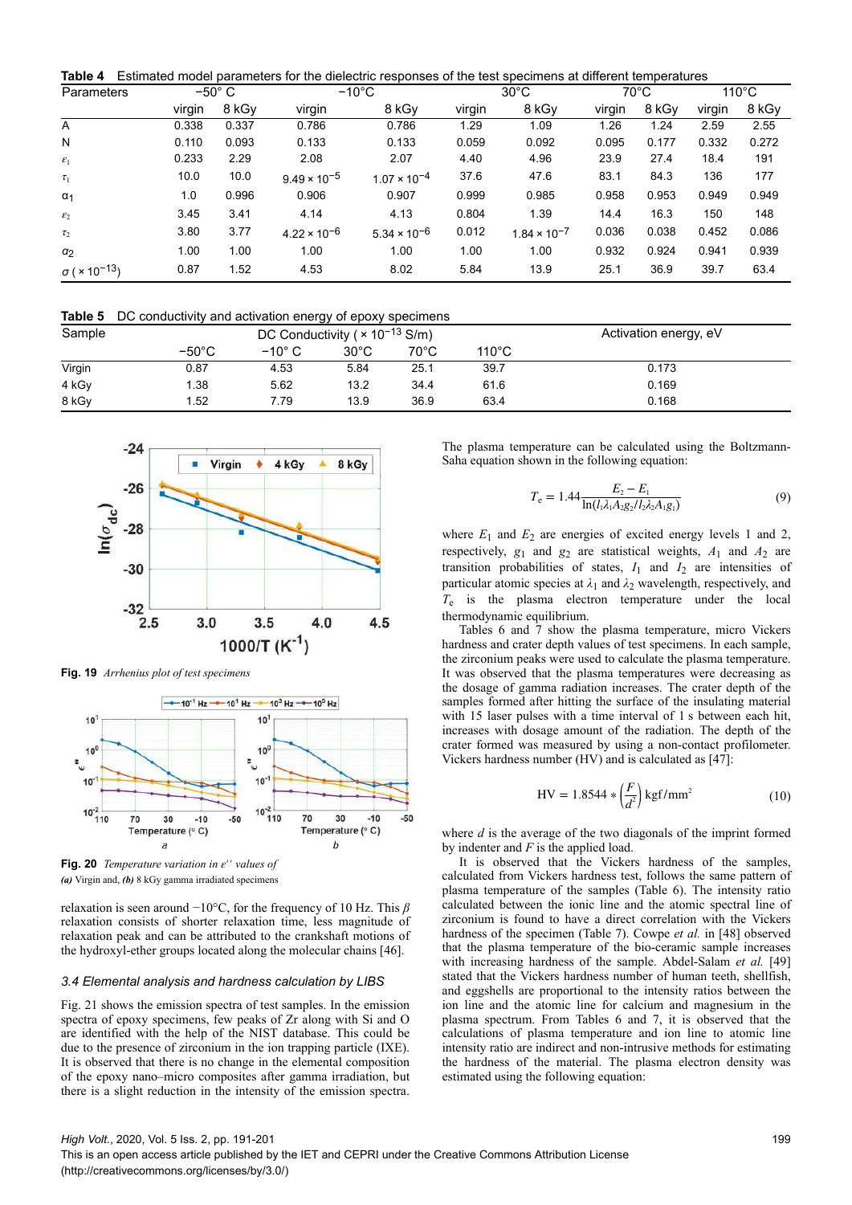**Table 4** Estimated model parameters for the dielectric responses of the test specimens at different temperatures

| Parameters | −50° C | | −10°C | | 30°C | | 70°C | | 110°C | |
|---|---|---|---|---|---|---|---|---|---|---|
| | virgin | 8 kGy | virgin | 8 kGy | virgin | 8 kGy | virgin | 8 kGy | virgin | 8 kGy |
| A | 0.338 | 0.337 | 0.786 | 0.786 | 1.29 | 1.09 | 1.26 | 1.24 | 2.59 | 2.55 |
| N | 0.110 | 0.093 | 0.133 | 0.133 | 0.059 | 0.092 | 0.095 | 0.177 | 0.332 | 0.272 |
| $\varepsilon_1$ | 0.233 | 2.29 | 2.08 | 2.07 | 4.40 | 4.96 | 23.9 | 27.4 | 18.4 | 191 |
| $\tau_1$ | 10.0 | 10.0 | $9.49 \times 10^{-5}$ | $1.07 \times 10^{-4}$ | 37.6 | 47.6 | 83.1 | 84.3 | 136 | 177 |
| $\alpha_1$ | 1.0 | 0.996 | 0.906 | 0.907 | 0.999 | 0.985 | 0.958 | 0.953 | 0.949 | 0.949 |
| $\varepsilon_2$ | 3.45 | 3.41 | 4.14 | 4.13 | 0.804 | 1.39 | 14.4 | 16.3 | 150 | 148 |
| $\tau_2$ | 3.80 | 3.77 | $4.22 \times 10^{-6}$ | $5.34 \times 10^{-6}$ | 0.012 | $1.84 \times 10^{-7}$ | 0.036 | 0.038 | 0.452 | 0.086 |
| $\alpha_2$ | 1.00 | 1.00 | 1.00 | 1.00 | 1.00 | 1.00 | 0.932 | 0.924 | 0.941 | 0.939 |
| $\sigma$ ( $\times 10^{-13}$) | 0.87 | 1.52 | 4.53 | 8.02 | 5.84 | 13.9 | 25.1 | 36.9 | 39.7 | 63.4 |

**Table 5** DC conductivity and activation energy of epoxy specimens

| Sample | DC Conductivity ( $\times 10^{-13}$ S/m) | | | | | Activation energy, eV |
|---|---|---|---|---|---|---|
| | −50°C | −10° C | 30°C | 70°C | 110°C | |
| Virgin | 0.87 | 4.53 | 5.84 | 25.1 | 39.7 | 0.173 |
| 4 kGy | 1.38 | 5.62 | 13.2 | 34.4 | 61.6 | 0.169 |
| 8 kGy | 1.52 | 7.79 | 13.9 | 36.9 | 63.4 | 0.168 |

**Fig. 19** *Arrhenius plot of test specimens*

**Fig. 20** *Temperature variation in ε'' values of*
*(a)* Virgin and, *(b)* 8 kGy gamma irradiated specimens

relaxation is seen around −10°C, for the frequency of 10 Hz. This $\beta$ relaxation consists of shorter relaxation time, less magnitude of relaxation peak and can be attributed to the crankshaft motions of the hydroxyl-ether groups located along the molecular chains [46].

### 3.4 Elemental analysis and hardness calculation by LIBS

Fig. 21 shows the emission spectra of test samples. In the emission spectra of epoxy specimens, few peaks of Zr along with Si and O are identified with the help of the NIST database. This could be due to the presence of zirconium in the ion trapping particle (IXE). It is observed that there is no change in the elemental composition of the epoxy nano–micro composites after gamma irradiation, but there is a slight reduction in the intensity of the emission spectra.

The plasma temperature can be calculated using the Boltzmann-Saha equation shown in the following equation:

$$T_e = 1.44 \frac{E_2 - E_1}{\ln(I_1 \lambda_1 A_2 g_2 / I_2 \lambda_2 A_1 g_1)} \tag{9}$$

where $E_1$ and $E_2$ are energies of excited energy levels 1 and 2, respectively, $g_1$ and $g_2$ are statistical weights, $A_1$ and $A_2$ are transition probabilities of states, $I_1$ and $I_2$ are intensities of particular atomic species at $\lambda_1$ and $\lambda_2$ wavelength, respectively, and $T_e$ is the plasma electron temperature under the local thermodynamic equilibrium.

Tables 6 and 7 show the plasma temperature, micro Vickers hardness and crater depth values of test specimens. In each sample, the zirconium peaks were used to calculate the plasma temperature. It was observed that the plasma temperatures were decreasing as the dosage of gamma radiation increases. The crater depth of the samples formed after hitting the surface of the insulating material with 15 laser pulses with a time interval of 1 s between each hit, increases with dosage amount of the radiation. The depth of the crater formed was measured by using a non-contact profilometer. Vickers hardness number (HV) is calculated as [47]:

$$\text{HV} = 1.8544 * \left(\frac{F}{d^2}\right) \text{kgf/mm}^2 \tag{10}$$

where $d$ is the average of the two diagonals of the imprint formed by indenter and $F$ is the applied load.

It is observed that the Vickers hardness of the samples, calculated from Vickers hardness test, follows the same pattern of plasma temperature of the samples (Table 6). The intensity ratio calculated between the ionic line and the atomic spectral line of zirconium is found to have a direct correlation with the Vickers hardness of the specimen (Table 7). Cowpe *et al.* in [48] observed that the plasma temperature of the bio-ceramic sample increases with increasing hardness of the sample. Abdel-Salam *et al.* [49] stated that the Vickers hardness number of human teeth, shellfish, and eggshells are proportional to the intensity ratios between the ion line and the atomic line for calcium and magnesium in the plasma spectrum. From Tables 6 and 7, it is observed that the calculations of plasma temperature and ion line to atomic line intensity ratio are indirect and non-intrusive methods for estimating the hardness of the material. The plasma electron density was estimated using the following equation: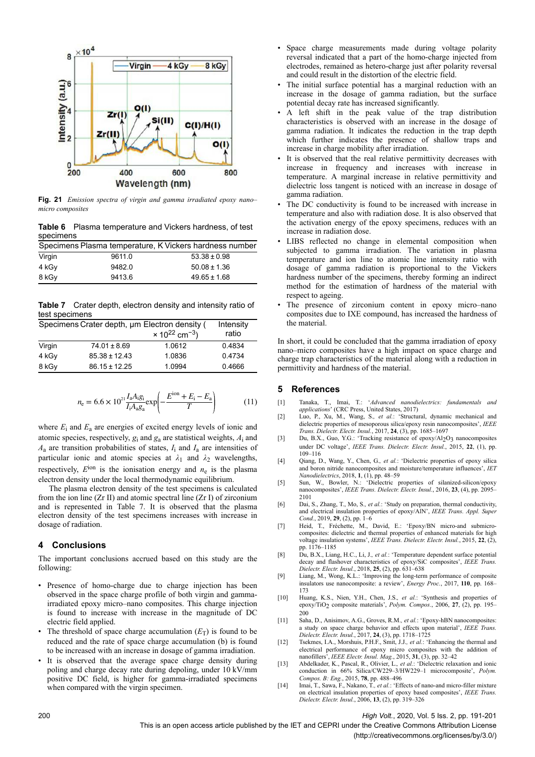**Fig. 21** *Emission spectra of virgin and gamma irradiated epoxy nano–micro composites*

**Table 6** Plasma temperature and Vickers hardness, of test specimens

| Specimens | Plasma temperature, K | Vickers hardness number |
|---|---|---|
| Virgin | 9611.0 | 53.38 ± 0.98 |
| 4 kGy | 9482.0 | 50.08 ± 1.36 |
| 8 kGy | 9413.6 | 49.65 ± 1.68 |

**Table 7** Crater depth, electron density and intensity ratio of test specimens

| Specimens | Crater depth, μm | Electron density ($\times 10^{22}$ cm$^{-3}$) | Intensity ratio |
|---|---|---|---|
| Virgin | 74.01 ± 8.69 | 1.0612 | 0.4834 |
| 4 kGy | 85.38 ± 12.43 | 1.0836 | 0.4734 |
| 8 kGy | 86.15 ± 12.25 | 1.0994 | 0.4666 |

$$n_e = 6.6 \times 10^{21} \frac{I_a A_i g_i}{I_i A_a g_a} \exp\left(-\frac{E^{\text{ion}} + E_i - E_a}{T}\right) \quad (11)$$

where $E_i$ and $E_a$ are energies of excited energy levels of ionic and atomic species, respectively, $g_i$ and $g_a$ are statistical weights, $A_i$ and $A_a$ are transition probabilities of states, $I_i$ and $I_a$ are intensities of particular ionic and atomic species at $\lambda_1$ and $\lambda_2$ wavelengths, respectively, $E^{\text{ion}}$ is the ionisation energy and $n_e$ is the plasma electron density under the local thermodynamic equilibrium.

The plasma electron density of the test specimens is calculated from the ion line (Zr II) and atomic spectral line (Zr I) of zirconium and is represented in Table 7. It is observed that the plasma electron density of the test specimens increases with increase in dosage of radiation.

## 4 Conclusions

The important conclusions accrued based on this study are the following:

- Presence of homo-charge due to charge injection has been observed in the space charge profile of both virgin and gamma-irradiated epoxy micro–nano composites. This charge injection is found to increase with increase in the magnitude of DC electric field applied.
- The threshold of space charge accumulation ($E_T$) is found to be reduced and the rate of space charge accumulation (b) is found to be increased with an increase in dosage of gamma irradiation.
- It is observed that the average space charge density during poling and charge decay rate during depoling, under 10 kV/mm positive DC field, is higher for gamma-irradiated specimens when compared with the virgin specimen.
- Space charge measurements made during voltage polarity reversal indicated that a part of the homo-charge injected from electrodes, remained as hetero-charge just after polarity reversal and could result in the distortion of the electric field.
- The initial surface potential has a marginal reduction with an increase in the dosage of gamma radiation, but the surface potential decay rate has increased significantly.
- A left shift in the peak value of the trap distribution characteristics is observed with an increase in the dosage of gamma radiation. It indicates the reduction in the trap depth which further indicates the presence of shallow traps and increase in charge mobility after irradiation.
- It is observed that the real relative permittivity decreases with increase in frequency and increases with increase in temperature. A marginal increase in relative permittivity and dielectric loss tangent is noticed with an increase in dosage of gamma radiation.
- The DC conductivity is found to be increased with increase in temperature and also with radiation dose. It is also observed that the activation energy of the epoxy specimens, reduces with an increase in radiation dose.
- LIBS reflected no change in elemental composition when subjected to gamma irradiation. The variation in plasma temperature and ion line to atomic line intensity ratio with dosage of gamma radiation is proportional to the Vickers hardness number of the specimens, thereby forming an indirect method for the estimation of hardness of the material with respect to ageing.
- The presence of zirconium content in epoxy micro–nano composites due to IXE compound, has increased the hardness of the material.

In short, it could be concluded that the gamma irradiation of epoxy nano–micro composites have a high impact on space charge and charge trap characteristics of the material along with a reduction in permittivity and hardness of the material.

## 5 References

[1] Tanaka, T., Imai, T.: '*Advanced nanodielectrics: fundamentals and applications*' (CRC Press, United States, 2017)

[2] Luo, P., Xu, M., Wang, S., *et al.*: 'Structural, dynamic mechanical and dielectric properties of mesoporous silica/epoxy resin nanocomposites', *IEEE Trans. Dielectr. Electr. Insul.*, 2017, **24**, (3), pp. 1685–1697

[3] Du, B.X., Guo, Y.G.: 'Tracking resistance of epoxy/$Al_2O_3$ nanocomposites under DC voltage', *IEEE Trans. Dielectr. Electr. Insul.*, 2015, **22**, (1), pp. 109–116

[4] Qiang, D., Wang, Y., Chen, G., *et al.*: 'Dielectric properties of epoxy silica and boron nitride nanocomposites and moisture/temperature influences', *IET Nanodielectrics*, 2018, **1**, (1), pp. 48–59

[5] Sun, W., Bowler, N.: 'Dielectric properties of silanized-silicon/epoxy nanocomposites', *IEEE Trans. Dielectr. Electr. Insul.*, 2016, **23**, (4), pp. 2095–2101

[6] Dai, S., Zhang, T., Mo, S., *et al.*: 'Study on preparation, thermal conductivity, and electrical insulation properties of epoxy/AlN', *IEEE Trans. Appl. Super Cond.*, 2019, **29**, (2), pp. 1–6

[7] Heid, T., Fréchette, M., David, E.: 'Epoxy/BN micro-and submicro-composites: dielectric and thermal properties of enhanced materials for high voltage insulation systems', *IEEE Trans. Dielectr. Electr. Insul.*, 2015, **22**, (2), pp. 1176–1185

[8] Du, B.X., Liang, H.C., Li, J., *et al.*: 'Temperature dependent surface potential decay and flashover characteristics of epoxy/SiC composites', *IEEE Trans. Dielectr. Electr. Insul.*, 2018, **25**, (2), pp. 631–638

[9] Liang, M., Wong, K.L.: 'Improving the long-term performance of composite insulators use nanocomposite: a review', *Energy Proc.*, 2017, **110**, pp. 168–173

[10] Huang, K.S., Nien, Y.H., Chen, J.S., *et al.*: 'Synthesis and properties of epoxy/$TiO_2$ composite materials', *Polym. Compos.*, 2006, **27**, (2), pp. 195–200

[11] Saha, D., Anisimov, A.G., Groves, R.M., *et al.*: 'Epoxy-hBN nanocomposites: a study on space charge behavior and effects upon material', *IEEE Trans. Dielectr. Electr. Insul.*, 2017, **24**, (3), pp. 1718–1725

[12] Tsekmes, I.A., Morshuis, P.H.F., Smit, J.J., *et al.*: 'Enhancing the thermal and electrical performance of epoxy micro composites with the addition of nanofillers', *IEEE Electr. Insul. Mag.*, 2015, **31**, (3), pp. 32–42

[13] Abdelkader, K., Pascal, R., Olivier, L., *et al.*: 'Dielectric relaxation and ionic conduction in 66% Silica/CW229–3/HW229–1 microcomposite', *Polym. Compos. B: Eng.*, 2015, **78**, pp. 488–496

[14] Imai, T., Sawa, F., Nakano, T., *et al.*: 'Effects of nano-and micro-filler mixture on electrical insulation properties of epoxy based composites', *IEEE Trans. Dielectr. Electr. Insul.*, 2006, **13**, (2), pp. 319–326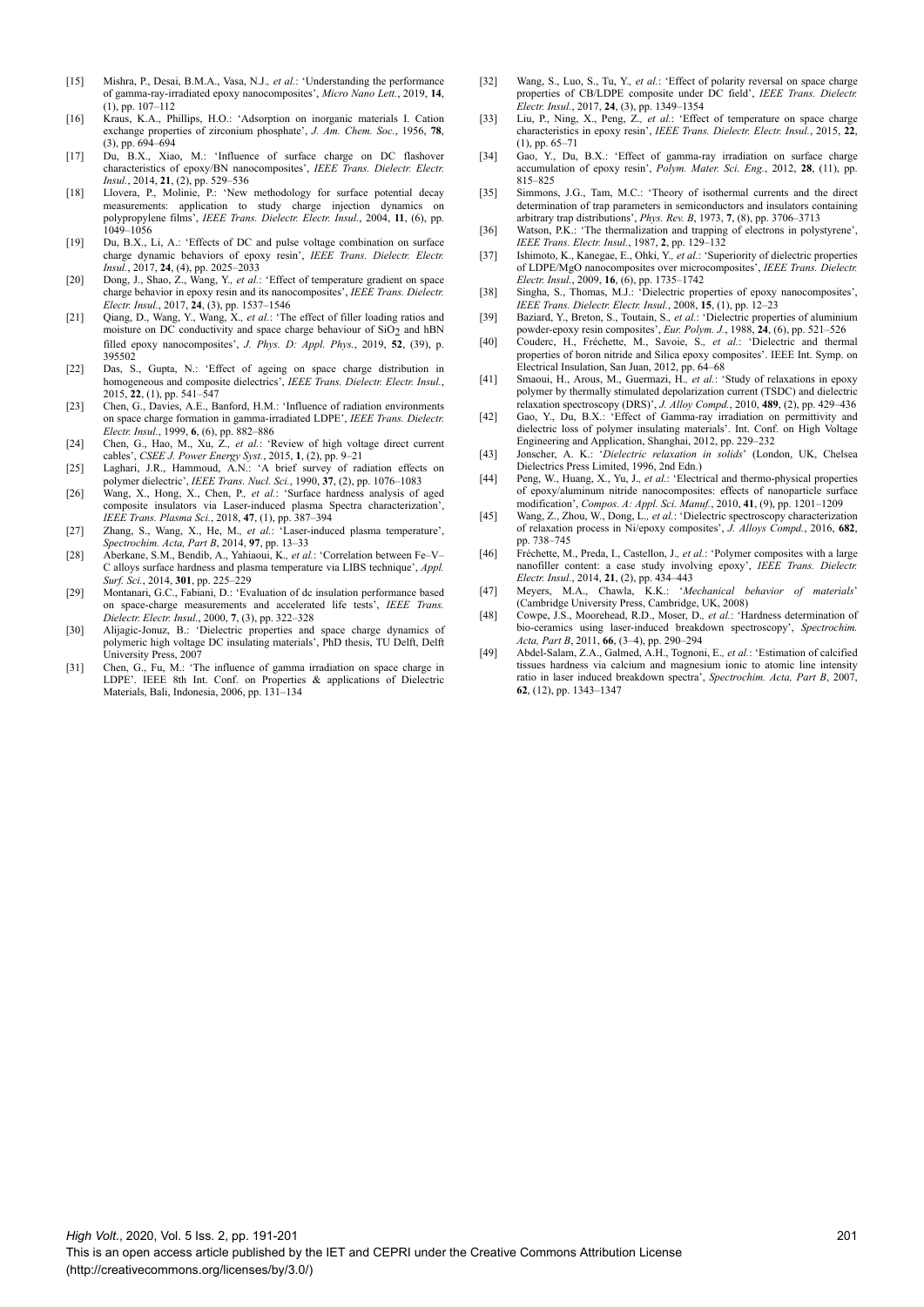[15] Mishra, P., Desai, B.M.A., Vasa, N.J., *et al.*: 'Understanding the performance of gamma-ray-irradiated epoxy nanocomposites', *Micro Nano Lett.*, 2019, **14**, (1), pp. 107–112

[16] Kraus, K.A., Phillips, H.O.: 'Adsorption on inorganic materials I. Cation exchange properties of zirconium phosphate', *J. Am. Chem. Soc.*, 1956, **78**, (3), pp. 694–694

[17] Du, B.X., Xiao, M.: 'Influence of surface charge on DC flashover characteristics of epoxy/BN nanocomposites', *IEEE Trans. Dielectr. Electr. Insul.*, 2014, **21**, (2), pp. 529–536

[18] Llovera, P., Molinie, P.: 'New methodology for surface potential decay measurements: application to study charge injection dynamics on polypropylene films', *IEEE Trans. Dielectr. Electr. Insul.*, 2004, **11**, (6), pp. 1049–1056

[19] Du, B.X., Li, A.: 'Effects of DC and pulse voltage combination on surface charge dynamic behaviors of epoxy resin', *IEEE Trans. Dielectr. Electr. Insul.*, 2017, **24**, (4), pp. 2025–2033

[20] Dong, J., Shao, Z., Wang, Y., *et al.*: 'Effect of temperature gradient on space charge behavior in epoxy resin and its nanocomposites', *IEEE Trans. Dielectr. Electr. Insul.*, 2017, **24**, (3), pp. 1537–1546

[21] Qiang, D., Wang, Y., Wang, X., *et al.*: 'The effect of filler loading ratios and moisture on DC conductivity and space charge behaviour of $SiO_2$ and hBN filled epoxy nanocomposites', *J. Phys. D: Appl. Phys.*, 2019, **52**, (39), p. 395502

[22] Das, S., Gupta, N.: 'Effect of ageing on space charge distribution in homogeneous and composite dielectrics', *IEEE Trans. Dielectr. Electr. Insul.*, 2015, **22**, (1), pp. 541–547

[23] Chen, G., Davies, A.E., Banford, H.M.: 'Influence of radiation environments on space charge formation in gamma-irradiated LDPE', *IEEE Trans. Dielectr. Electr. Insul.*, 1999, **6**, (6), pp. 882–886

[24] Chen, G., Hao, M., Xu, Z., *et al.*: 'Review of high voltage direct current cables', *CSEE J. Power Energy Syst.*, 2015, **1**, (2), pp. 9–21

[25] Laghari, J.R., Hammoud, A.N.: 'A brief survey of radiation effects on polymer dielectric', *IEEE Trans. Nucl. Sci.*, 1990, **37**, (2), pp. 1076–1083

[26] Wang, X., Hong, X., Chen, P., *et al.*: 'Surface hardness analysis of aged composite insulators via Laser-induced plasma Spectra characterization', *IEEE Trans. Plasma Sci.*, 2018, **47**, (1), pp. 387–394

[27] Zhang, S., Wang, X., He, M., *et al.*: 'Laser-induced plasma temperature', *Spectrochim. Acta, Part B*, 2014, **97**, pp. 13–33

[28] Aberkane, S.M., Bendib, A., Yahiaoui, K., *et al.*: 'Correlation between Fe–V–C alloys surface hardness and plasma temperature via LIBS technique', *Appl. Surf. Sci.*, 2014, **301**, pp. 225–229

[29] Montanari, G.C., Fabiani, D.: 'Evaluation of dc insulation performance based on space-charge measurements and accelerated life tests', *IEEE Trans. Dielectr. Electr. Insul.*, 2000, **7**, (3), pp. 322–328

[30] Alijagic-Jonuz, B.: 'Dielectric properties and space charge dynamics of polymeric high voltage DC insulating materials', PhD thesis, TU Delft, Delft University Press, 2007

[31] Chen, G., Fu, M.: 'The influence of gamma irradiation on space charge in LDPE'. IEEE 8th Int. Conf. on Properties & applications of Dielectric Materials, Bali, Indonesia, 2006, pp. 131–134

[32] Wang, S., Luo, S., Tu, Y., *et al.*: 'Effect of polarity reversal on space charge properties of CB/LDPE composite under DC field', *IEEE Trans. Dielectr. Electr. Insul.*, 2017, **24**, (3), pp. 1349–1354

[33] Liu, P., Ning, X., Peng, Z., *et al.*: 'Effect of temperature on space charge characteristics in epoxy resin', *IEEE Trans. Dielectr. Electr. Insul.*, 2015, **22**, (1), pp. 65–71

[34] Gao, Y., Du, B.X.: 'Effect of gamma-ray irradiation on surface charge accumulation of epoxy resin', *Polym. Mater. Sci. Eng.*, 2012, **28**, (11), pp. 815–825

[35] Simmons, J.G., Tam, M.C.: 'Theory of isothermal currents and the direct determination of trap parameters in semiconductors and insulators containing arbitrary trap distributions', *Phys. Rev. B*, 1973, **7**, (8), pp. 3706–3713

[36] Watson, P.K.: 'The thermalization and trapping of electrons in polystyrene', *IEEE Trans. Electr. Insul.*, 1987, **2**, pp. 129–132

[37] Ishimoto, K., Kanegae, E., Ohki, Y., *et al.*: 'Superiority of dielectric properties of LDPE/MgO nanocomposites over microcomposites', *IEEE Trans. Dielectr. Electr. Insul.*, 2009, **16**, (6), pp. 1735–1742

[38] Singha, S., Thomas, M.J.: 'Dielectric properties of epoxy nanocomposites', *IEEE Trans. Dielectr. Electr. Insul.*, 2008, **15**, (1), pp. 12–23

[39] Baziard, Y., Breton, S., Toutain, S., *et al.*: 'Dielectric properties of aluminium powder-epoxy resin composites', *Eur. Polym. J.*, 1988, **24**, (6), pp. 521–526

[40] Couderc, H., Fréchette, M., Savoie, S., *et al.*: 'Dielectric and thermal properties of boron nitride and Silica epoxy composites'. IEEE Int. Symp. on Electrical Insulation, San Juan, 2012, pp. 64–68

[41] Smaoui, H., Arous, M., Guermazi, H., *et al.*: 'Study of relaxations in epoxy polymer by thermally stimulated depolarization current (TSDC) and dielectric relaxation spectroscopy (DRS)', *J. Alloy Compd.*, 2010, **489**, (2), pp. 429–436

[42] Gao, Y., Du, B.X.: 'Effect of Gamma-ray irradiation on permittivity and dielectric loss of polymer insulating materials'. Int. Conf. on High Voltage Engineering and Application, Shanghai, 2012, pp. 229–232

[43] Jonscher, A. K.: '*Dielectric relaxation in solids*' (London, UK, Chelsea Dielectrics Press Limited, 1996, 2nd Edn.)

[44] Peng, W., Huang, X., Yu, J., *et al.*: 'Electrical and thermo-physical properties of epoxy/aluminum nitride nanocomposites: effects of nanoparticle surface modification', *Compos. A: Appl. Sci. Manuf.*, 2010, **41**, (9), pp. 1201–1209

[45] Wang, Z., Zhou, W., Dong, L., *et al.*: 'Dielectric spectroscopy characterization of relaxation process in Ni/epoxy composites', *J. Alloys Compd.*, 2016, **682**, pp. 738–745

[46] Fréchette, M., Preda, I., Castellon, J., *et al.*: 'Polymer composites with a large nanofiller content: a case study involving epoxy', *IEEE Trans. Dielectr. Electr. Insul.*, 2014, **21**, (2), pp. 434–443

[47] Meyers, M.A., Chawla, K.K.: '*Mechanical behavior of materials*' (Cambridge University Press, Cambridge, UK, 2008)

[48] Cowpe, J.S., Moorehead, R.D., Moser, D., *et al.*: 'Hardness determination of bio-ceramics using laser-induced breakdown spectroscopy', *Spectrochim. Acta, Part B*, 2011, **66**, (3–4), pp. 290–294

[49] Abdel-Salam, Z.A., Galmed, A.H., Tognoni, E., *et al.*: 'Estimation of calcified tissues hardness via calcium and magnesium ionic to atomic line intensity ratio in laser induced breakdown spectra', *Spectrochim. Acta, Part B*, 2007, **62**, (12), pp. 1343–1347

This is an open access article published by the IET and CEPRI under the Creative Commons Attribution License (http://creativecommons.org/licenses/by/3.0/)